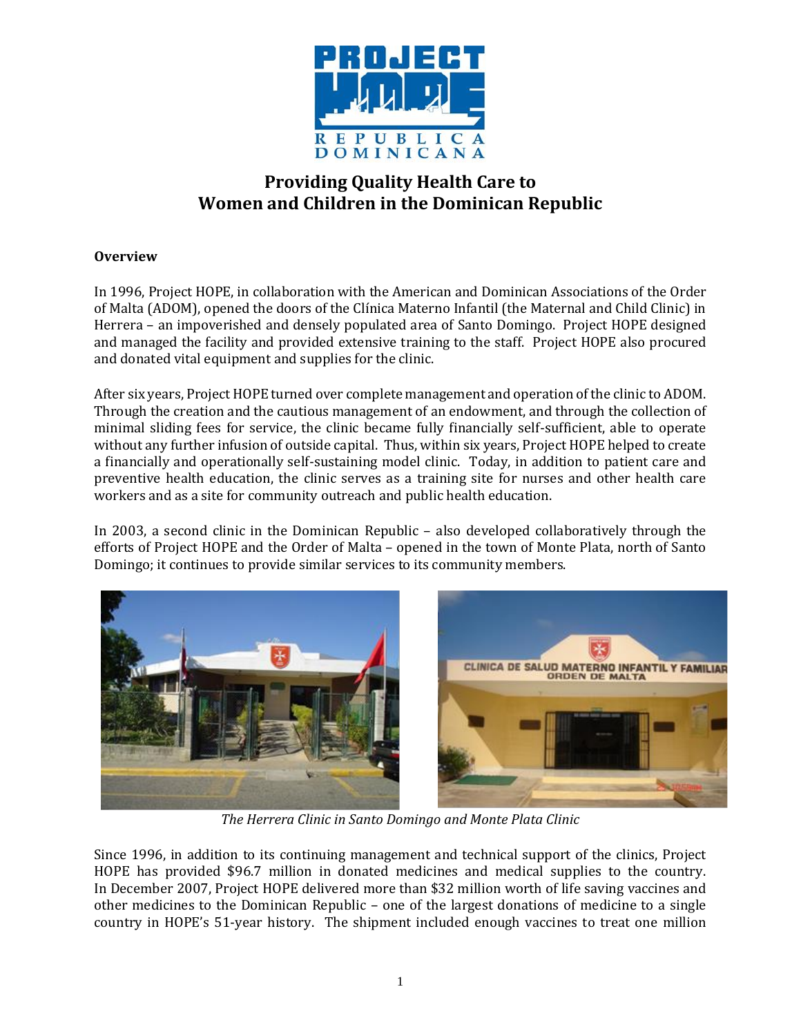# Providing Quality Health Care to Women and Children in the Dominican Republic

## Overview

In 1996, Project HOPE, in collaboration with the American and Dominican Associations of the Order of Malta (ADOM), opened the doors of the Clínica Materno Infantil (the Maternal and Child Clinic) in Herrera – an impoverished and densely populated area of Santo Domingo. Project HOPE designed and managed the facility and provided extensive training to the staff. Project HOPE also procured and donated vital equipment and supplies for the clinic.

After six years, Project HOPE turned over complete management and operation of the clinic to ADOM. Through the creation and the cautious management of an endowment, and through the collection of minimal sliding fees for service, the clinic became fully financially self-sufficient, able to operate without any further infusion of outside capital. Thus, within six years, Project HOPE helped to create a financially and operationally self-sustaining model clinic. Today, in addition to patient care and preventive health education, the clinic serves as a training site for nurses and other health care workers and as a site for community outreach and public health education.

In 2003, a second clinic in the Dominican Republic – also developed collaboratively through the efforts of Project HOPE and the Order of Malta – opened in the town of Monte Plata, north of Santo Domingo; it continues to provide similar services to its community members.

*The Herrera Clinic in Santo Domingo and Monte Plata Clinic*

Since 1996, in addition to its continuing management and technical support of the clinics, Project HOPE has provided $96.7 million in donated medicines and medical supplies to the country. In December 2007, Project HOPE delivered more than $32 million worth of life saving vaccines and other medicines to the Dominican Republic – one of the largest donations of medicine to a single country in HOPE's 51-year history. The shipment included enough vaccines to treat one million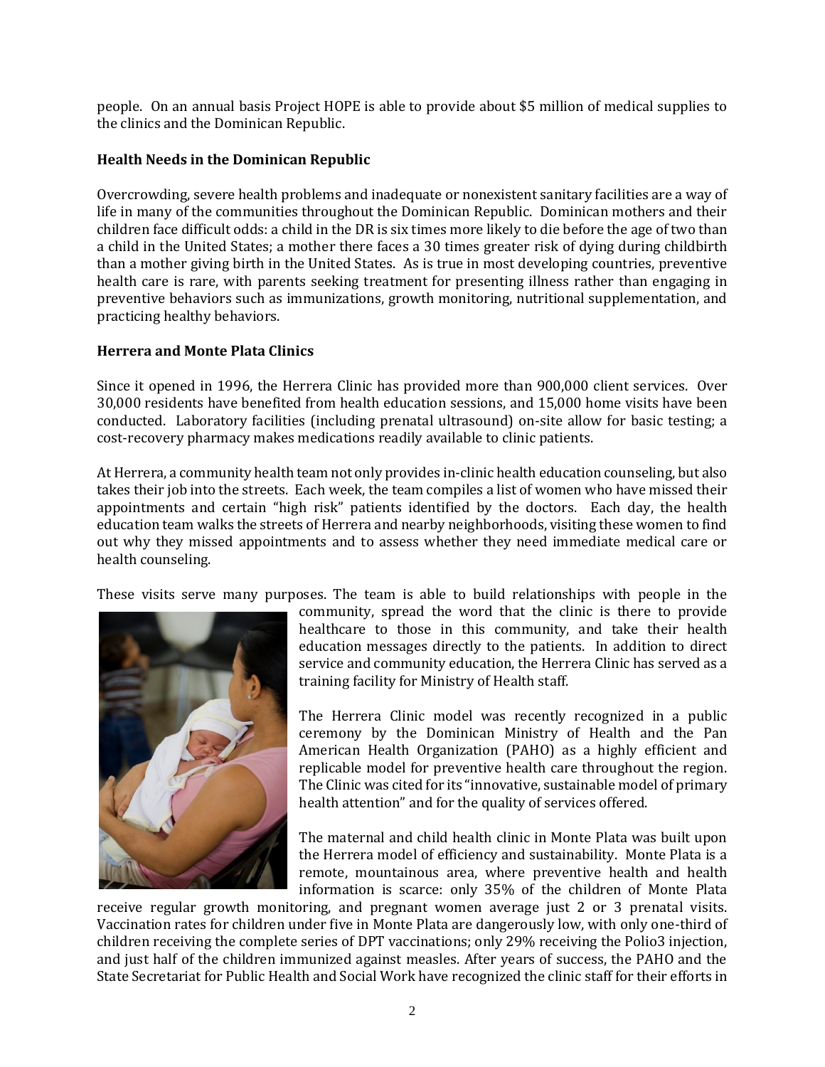people. On an annual basis Project HOPE is able to provide about $5 million of medical supplies to the clinics and the Dominican Republic.

**Health Needs in the Dominican Republic**

Overcrowding, severe health problems and inadequate or nonexistent sanitary facilities are a way of life in many of the communities throughout the Dominican Republic. Dominican mothers and their children face difficult odds: a child in the DR is six times more likely to die before the age of two than a child in the United States; a mother there faces a 30 times greater risk of dying during childbirth than a mother giving birth in the United States. As is true in most developing countries, preventive health care is rare, with parents seeking treatment for presenting illness rather than engaging in preventive behaviors such as immunizations, growth monitoring, nutritional supplementation, and practicing healthy behaviors.

**Herrera and Monte Plata Clinics**

Since it opened in 1996, the Herrera Clinic has provided more than 900,000 client services. Over 30,000 residents have benefited from health education sessions, and 15,000 home visits have been conducted. Laboratory facilities (including prenatal ultrasound) on-site allow for basic testing; a cost-recovery pharmacy makes medications readily available to clinic patients.

At Herrera, a community health team not only provides in-clinic health education counseling, but also takes their job into the streets. Each week, the team compiles a list of women who have missed their appointments and certain "high risk" patients identified by the doctors. Each day, the health education team walks the streets of Herrera and nearby neighborhoods, visiting these women to find out why they missed appointments and to assess whether they need immediate medical care or health counseling.

These visits serve many purposes. The team is able to build relationships with people in the community, spread the word that the clinic is there to provide healthcare to those in this community, and take their health education messages directly to the patients. In addition to direct service and community education, the Herrera Clinic has served as a training facility for Ministry of Health staff.

The Herrera Clinic model was recently recognized in a public ceremony by the Dominican Ministry of Health and the Pan American Health Organization (PAHO) as a highly efficient and replicable model for preventive health care throughout the region. The Clinic was cited for its "innovative, sustainable model of primary health attention" and for the quality of services offered.

The maternal and child health clinic in Monte Plata was built upon the Herrera model of efficiency and sustainability. Monte Plata is a remote, mountainous area, where preventive health and health information is scarce: only 35% of the children of Monte Plata receive regular growth monitoring, and pregnant women average just 2 or 3 prenatal visits. Vaccination rates for children under five in Monte Plata are dangerously low, with only one-third of children receiving the complete series of DPT vaccinations; only 29% receiving the Polio3 injection, and just half of the children immunized against measles. After years of success, the PAHO and the State Secretariat for Public Health and Social Work have recognized the clinic staff for their efforts in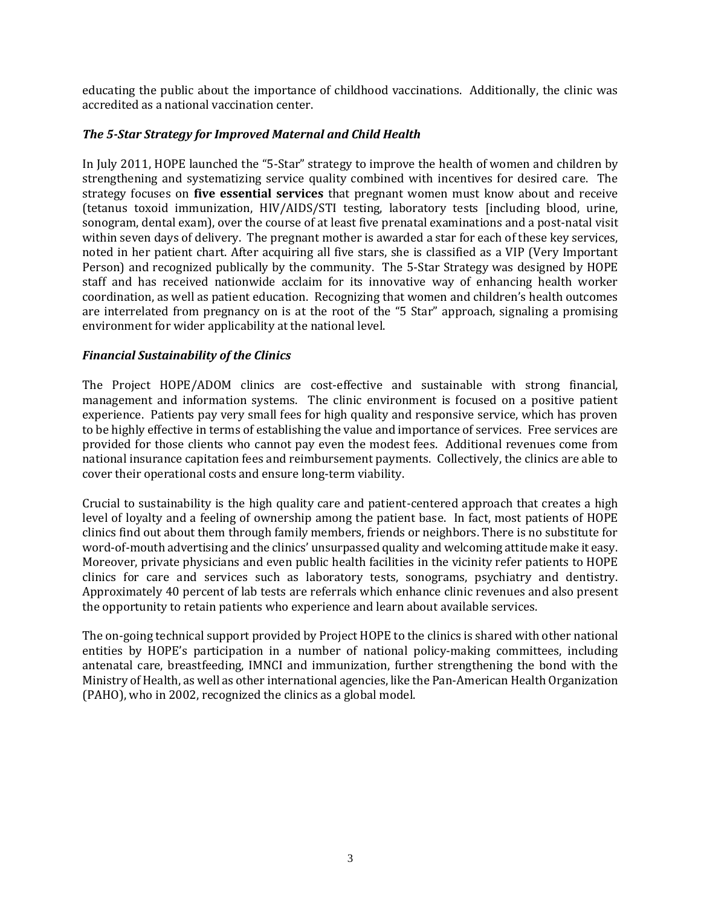educating the public about the importance of childhood vaccinations. Additionally, the clinic was accredited as a national vaccination center.

### *The 5-Star Strategy for Improved Maternal and Child Health*

In July 2011, HOPE launched the "5-Star" strategy to improve the health of women and children by strengthening and systematizing service quality combined with incentives for desired care. The strategy focuses on **five essential services** that pregnant women must know about and receive (tetanus toxoid immunization, HIV/AIDS/STI testing, laboratory tests [including blood, urine, sonogram, dental exam), over the course of at least five prenatal examinations and a post-natal visit within seven days of delivery. The pregnant mother is awarded a star for each of these key services, noted in her patient chart. After acquiring all five stars, she is classified as a VIP (Very Important Person) and recognized publically by the community. The 5-Star Strategy was designed by HOPE staff and has received nationwide acclaim for its innovative way of enhancing health worker coordination, as well as patient education. Recognizing that women and children's health outcomes are interrelated from pregnancy on is at the root of the "5 Star" approach, signaling a promising environment for wider applicability at the national level.

### *Financial Sustainability of the Clinics*

The Project HOPE/ADOM clinics are cost-effective and sustainable with strong financial, management and information systems. The clinic environment is focused on a positive patient experience. Patients pay very small fees for high quality and responsive service, which has proven to be highly effective in terms of establishing the value and importance of services. Free services are provided for those clients who cannot pay even the modest fees. Additional revenues come from national insurance capitation fees and reimbursement payments. Collectively, the clinics are able to cover their operational costs and ensure long-term viability.

Crucial to sustainability is the high quality care and patient-centered approach that creates a high level of loyalty and a feeling of ownership among the patient base. In fact, most patients of HOPE clinics find out about them through family members, friends or neighbors. There is no substitute for word-of-mouth advertising and the clinics' unsurpassed quality and welcoming attitude make it easy. Moreover, private physicians and even public health facilities in the vicinity refer patients to HOPE clinics for care and services such as laboratory tests, sonograms, psychiatry and dentistry. Approximately 40 percent of lab tests are referrals which enhance clinic revenues and also present the opportunity to retain patients who experience and learn about available services.

The on-going technical support provided by Project HOPE to the clinics is shared with other national entities by HOPE's participation in a number of national policy-making committees, including antenatal care, breastfeeding, IMNCI and immunization, further strengthening the bond with the Ministry of Health, as well as other international agencies, like the Pan-American Health Organization (PAHO), who in 2002, recognized the clinics as a global model.